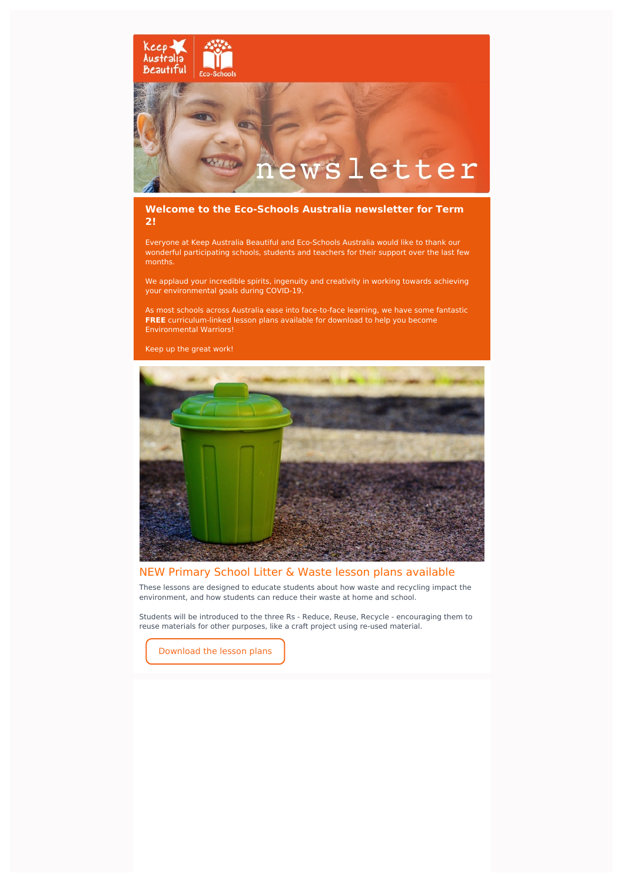Keep Australia Beautiful | Eco-Schools

newsletter

## Welcome to the Eco-Schools Australia newsletter for Term 2!

Everyone at Keep Australia Beautiful and Eco-Schools Australia would like to thank our wonderful participating schools, students and teachers for their support over the last few months.

We applaud your incredible spirits, ingenuity and creativity in working towards achieving your environmental goals during COVID-19.

As most schools across Australia ease into face-to-face learning, we have some fantastic **FREE** curriculum-linked lesson plans available for download to help you become Environmental Warriors!

Keep up the great work!

## NEW Primary School Litter & Waste lesson plans available

These lessons are designed to educate students about how waste and recycling impact the environment, and how students can reduce their waste at home and school.

Students will be introduced to the three Rs - Reduce, Reuse, Recycle - encouraging them to reuse materials for other purposes, like a craft project using re-used material.

Download the lesson plans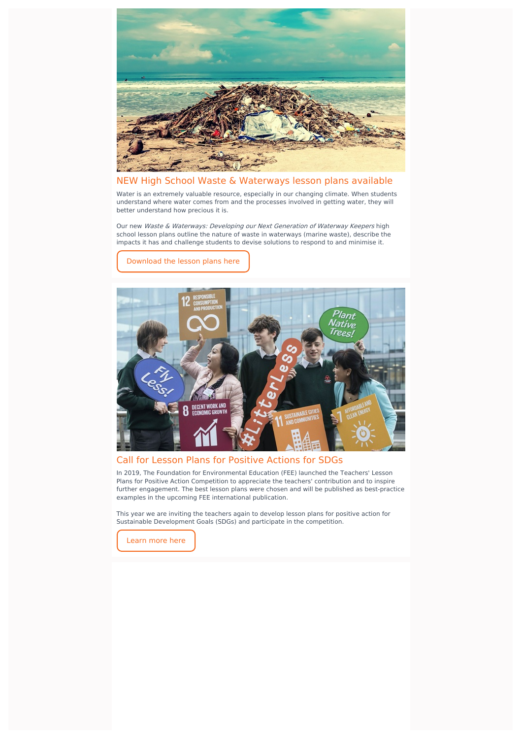## NEW High School Waste & Waterways lesson plans available

Water is an extremely valuable resource, especially in our changing climate. When students understand where water comes from and the processes involved in getting water, they will better understand how precious it is.

Our new *Waste & Waterways: Developing our Next Generation of Waterway Keepers* high school lesson plans outline the nature of waste in waterways (marine waste), describe the impacts it has and challenge students to devise solutions to respond to and minimise it.

Download the lesson plans here

## Call for Lesson Plans for Positive Actions for SDGs

In 2019, The Foundation for Environmental Education (FEE) launched the Teachers' Lesson Plans for Positive Action Competition to appreciate the teachers' contribution and to inspire further engagement. The best lesson plans were chosen and will be published as best-practice examples in the upcoming FEE international publication.

This year we are inviting the teachers again to develop lesson plans for positive action for Sustainable Development Goals (SDGs) and participate in the competition.

Learn more here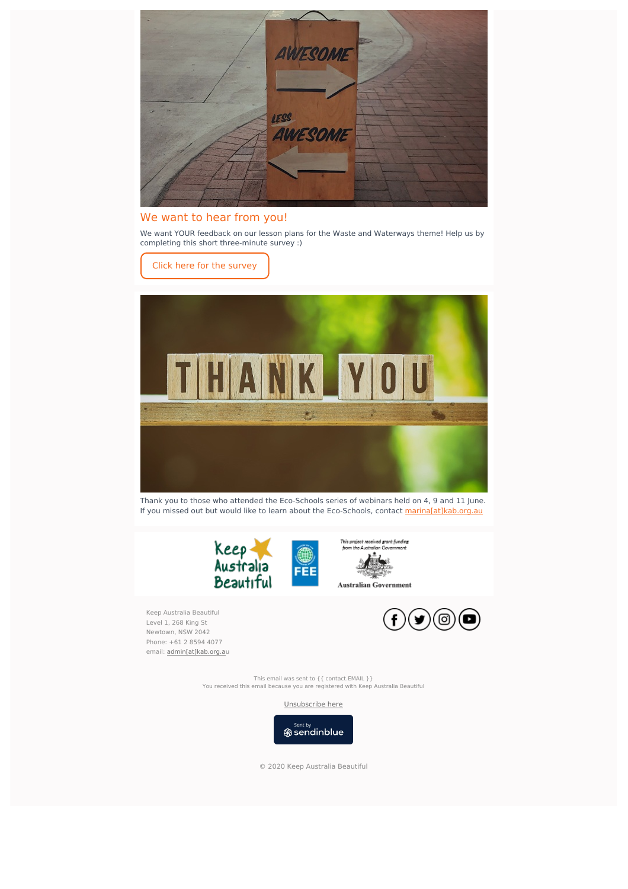## We want to hear from you!

We want YOUR feedback on our lesson plans for the Waste and Waterways theme! Help us by completing this short three-minute survey :)

Click here for the survey

Thank you to those who attended the Eco-Schools series of webinars held on 4, 9 and 11 June. If you missed out but would like to learn about the Eco-Schools, contact marina[at]kab.org.au

This project received grant funding from the Australian Government

Australian Government

Keep Australia Beautiful
Level 1, 268 King St
Newtown, NSW 2042
Phone: +61 2 8594 4077
email: admin[at]kab.org.au

This email was sent to {{ contact.EMAIL }}
You received this email because you are registered with Keep Australia Beautiful

Unsubscribe here

Sent by sendinblue

© 2020 Keep Australia Beautiful